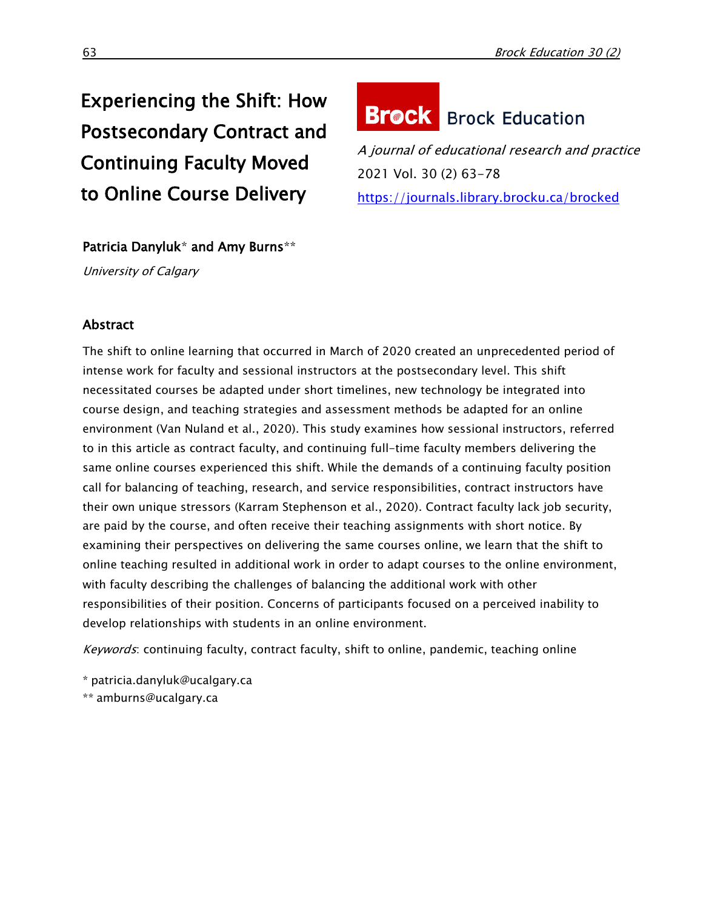# Experiencing the Shift: How Postsecondary Contract and Continuing Faculty Moved to Online Course Delivery

Brock Education

*A journal of educational research and practice*

2021 Vol. 30 (2) 63-78

https://journals.library.brocku.ca/brocked

**Patricia Danyluk*** **and Amy Burns****

*University of Calgary*

## Abstract

The shift to online learning that occurred in March of 2020 created an unprecedented period of intense work for faculty and sessional instructors at the postsecondary level. This shift necessitated courses be adapted under short timelines, new technology be integrated into course design, and teaching strategies and assessment methods be adapted for an online environment (Van Nuland et al., 2020). This study examines how sessional instructors, referred to in this article as contract faculty, and continuing full-time faculty members delivering the same online courses experienced this shift. While the demands of a continuing faculty position call for balancing of teaching, research, and service responsibilities, contract instructors have their own unique stressors (Karram Stephenson et al., 2020). Contract faculty lack job security, are paid by the course, and often receive their teaching assignments with short notice. By examining their perspectives on delivering the same courses online, we learn that the shift to online teaching resulted in additional work in order to adapt courses to the online environment, with faculty describing the challenges of balancing the additional work with other responsibilities of their position. Concerns of participants focused on a perceived inability to develop relationships with students in an online environment.

*Keywords*: continuing faculty, contract faculty, shift to online, pandemic, teaching online

* patricia.danyluk@ucalgary.ca
** amburns@ucalgary.ca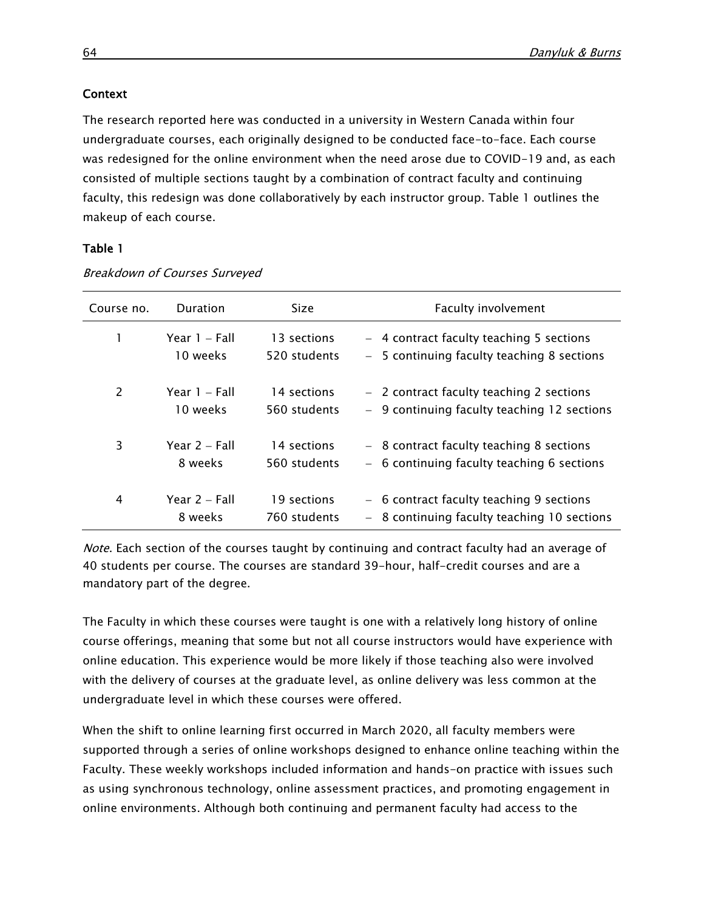### Context

The research reported here was conducted in a university in Western Canada within four undergraduate courses, each originally designed to be conducted face-to-face. Each course was redesigned for the online environment when the need arose due to COVID-19 and, as each consisted of multiple sections taught by a combination of contract faculty and continuing faculty, this redesign was done collaboratively by each instructor group. Table 1 outlines the makeup of each course.

**Table 1**

*Breakdown of Courses Surveyed*

| Course no. | Duration | Size | Faculty involvement |
|---|---|---|---|
| 1 | Year 1 – Fall<br>10 weeks | 13 sections<br>520 students | – 4 contract faculty teaching 5 sections<br>– 5 continuing faculty teaching 8 sections |
| 2 | Year 1 – Fall<br>10 weeks | 14 sections<br>560 students | – 2 contract faculty teaching 2 sections<br>– 9 continuing faculty teaching 12 sections |
| 3 | Year 2 – Fall<br>8 weeks | 14 sections<br>560 students | – 8 contract faculty teaching 8 sections<br>– 6 continuing faculty teaching 6 sections |
| 4 | Year 2 – Fall<br>8 weeks | 19 sections<br>760 students | – 6 contract faculty teaching 9 sections<br>– 8 continuing faculty teaching 10 sections |

*Note*. Each section of the courses taught by continuing and contract faculty had an average of 40 students per course. The courses are standard 39-hour, half-credit courses and are a mandatory part of the degree.

The Faculty in which these courses were taught is one with a relatively long history of online course offerings, meaning that some but not all course instructors would have experience with online education. This experience would be more likely if those teaching also were involved with the delivery of courses at the graduate level, as online delivery was less common at the undergraduate level in which these courses were offered.

When the shift to online learning first occurred in March 2020, all faculty members were supported through a series of online workshops designed to enhance online teaching within the Faculty. These weekly workshops included information and hands-on practice with issues such as using synchronous technology, online assessment practices, and promoting engagement in online environments. Although both continuing and permanent faculty had access to the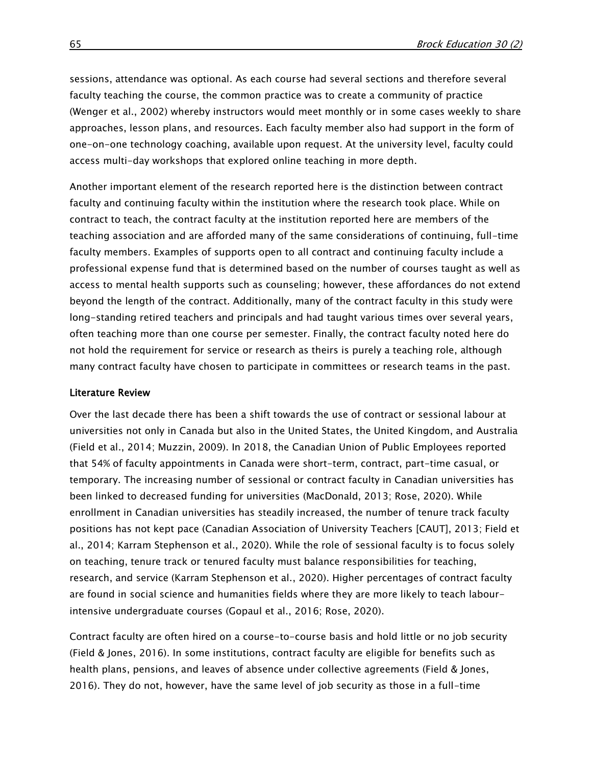sessions, attendance was optional. As each course had several sections and therefore several faculty teaching the course, the common practice was to create a community of practice (Wenger et al., 2002) whereby instructors would meet monthly or in some cases weekly to share approaches, lesson plans, and resources. Each faculty member also had support in the form of one-on-one technology coaching, available upon request. At the university level, faculty could access multi-day workshops that explored online teaching in more depth.

Another important element of the research reported here is the distinction between contract faculty and continuing faculty within the institution where the research took place. While on contract to teach, the contract faculty at the institution reported here are members of the teaching association and are afforded many of the same considerations of continuing, full-time faculty members. Examples of supports open to all contract and continuing faculty include a professional expense fund that is determined based on the number of courses taught as well as access to mental health supports such as counseling; however, these affordances do not extend beyond the length of the contract. Additionally, many of the contract faculty in this study were long-standing retired teachers and principals and had taught various times over several years, often teaching more than one course per semester. Finally, the contract faculty noted here do not hold the requirement for service or research as theirs is purely a teaching role, although many contract faculty have chosen to participate in committees or research teams in the past.

## Literature Review

Over the last decade there has been a shift towards the use of contract or sessional labour at universities not only in Canada but also in the United States, the United Kingdom, and Australia (Field et al., 2014; Muzzin, 2009). In 2018, the Canadian Union of Public Employees reported that 54% of faculty appointments in Canada were short-term, contract, part-time casual, or temporary. The increasing number of sessional or contract faculty in Canadian universities has been linked to decreased funding for universities (MacDonald, 2013; Rose, 2020). While enrollment in Canadian universities has steadily increased, the number of tenure track faculty positions has not kept pace (Canadian Association of University Teachers [CAUT], 2013; Field et al., 2014; Karram Stephenson et al., 2020). While the role of sessional faculty is to focus solely on teaching, tenure track or tenured faculty must balance responsibilities for teaching, research, and service (Karram Stephenson et al., 2020). Higher percentages of contract faculty are found in social science and humanities fields where they are more likely to teach labour-intensive undergraduate courses (Gopaul et al., 2016; Rose, 2020).

Contract faculty are often hired on a course-to-course basis and hold little or no job security (Field & Jones, 2016). In some institutions, contract faculty are eligible for benefits such as health plans, pensions, and leaves of absence under collective agreements (Field & Jones, 2016). They do not, however, have the same level of job security as those in a full-time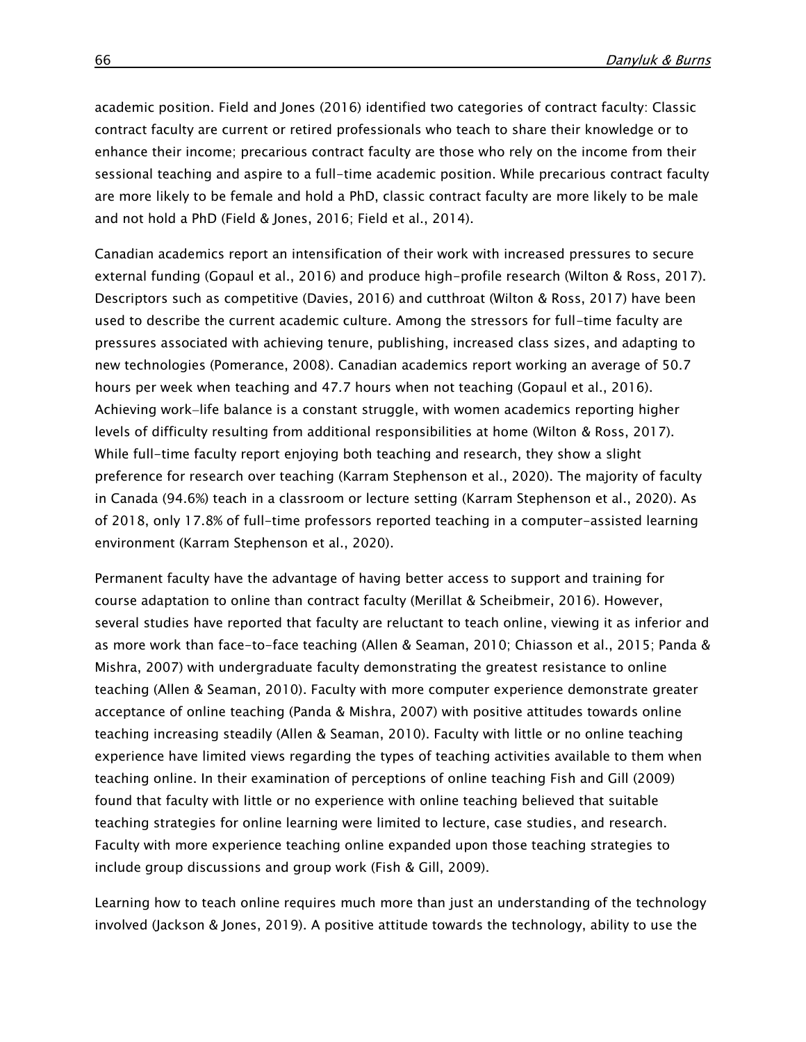academic position. Field and Jones (2016) identified two categories of contract faculty: Classic contract faculty are current or retired professionals who teach to share their knowledge or to enhance their income; precarious contract faculty are those who rely on the income from their sessional teaching and aspire to a full-time academic position. While precarious contract faculty are more likely to be female and hold a PhD, classic contract faculty are more likely to be male and not hold a PhD (Field & Jones, 2016; Field et al., 2014).

Canadian academics report an intensification of their work with increased pressures to secure external funding (Gopaul et al., 2016) and produce high-profile research (Wilton & Ross, 2017). Descriptors such as competitive (Davies, 2016) and cutthroat (Wilton & Ross, 2017) have been used to describe the current academic culture. Among the stressors for full-time faculty are pressures associated with achieving tenure, publishing, increased class sizes, and adapting to new technologies (Pomerance, 2008). Canadian academics report working an average of 50.7 hours per week when teaching and 47.7 hours when not teaching (Gopaul et al., 2016). Achieving work-life balance is a constant struggle, with women academics reporting higher levels of difficulty resulting from additional responsibilities at home (Wilton & Ross, 2017). While full-time faculty report enjoying both teaching and research, they show a slight preference for research over teaching (Karram Stephenson et al., 2020). The majority of faculty in Canada (94.6%) teach in a classroom or lecture setting (Karram Stephenson et al., 2020). As of 2018, only 17.8% of full-time professors reported teaching in a computer-assisted learning environment (Karram Stephenson et al., 2020).

Permanent faculty have the advantage of having better access to support and training for course adaptation to online than contract faculty (Merillat & Scheibmeir, 2016). However, several studies have reported that faculty are reluctant to teach online, viewing it as inferior and as more work than face-to-face teaching (Allen & Seaman, 2010; Chiasson et al., 2015; Panda & Mishra, 2007) with undergraduate faculty demonstrating the greatest resistance to online teaching (Allen & Seaman, 2010). Faculty with more computer experience demonstrate greater acceptance of online teaching (Panda & Mishra, 2007) with positive attitudes towards online teaching increasing steadily (Allen & Seaman, 2010). Faculty with little or no online teaching experience have limited views regarding the types of teaching activities available to them when teaching online. In their examination of perceptions of online teaching Fish and Gill (2009) found that faculty with little or no experience with online teaching believed that suitable teaching strategies for online learning were limited to lecture, case studies, and research. Faculty with more experience teaching online expanded upon those teaching strategies to include group discussions and group work (Fish & Gill, 2009).

Learning how to teach online requires much more than just an understanding of the technology involved (Jackson & Jones, 2019). A positive attitude towards the technology, ability to use the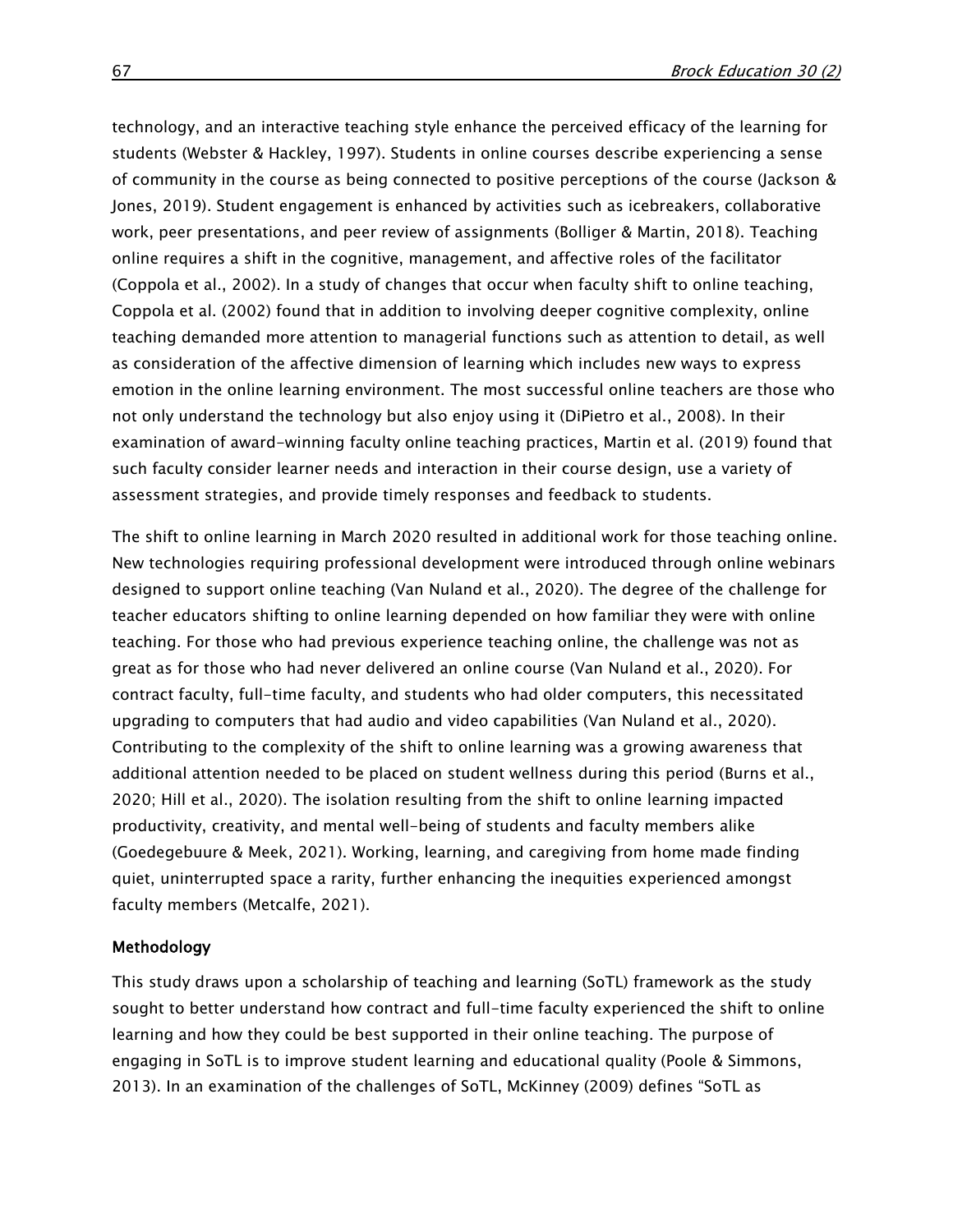technology, and an interactive teaching style enhance the perceived efficacy of the learning for students (Webster & Hackley, 1997). Students in online courses describe experiencing a sense of community in the course as being connected to positive perceptions of the course (Jackson & Jones, 2019). Student engagement is enhanced by activities such as icebreakers, collaborative work, peer presentations, and peer review of assignments (Bolliger & Martin, 2018). Teaching online requires a shift in the cognitive, management, and affective roles of the facilitator (Coppola et al., 2002). In a study of changes that occur when faculty shift to online teaching, Coppola et al. (2002) found that in addition to involving deeper cognitive complexity, online teaching demanded more attention to managerial functions such as attention to detail, as well as consideration of the affective dimension of learning which includes new ways to express emotion in the online learning environment. The most successful online teachers are those who not only understand the technology but also enjoy using it (DiPietro et al., 2008). In their examination of award-winning faculty online teaching practices, Martin et al. (2019) found that such faculty consider learner needs and interaction in their course design, use a variety of assessment strategies, and provide timely responses and feedback to students.

The shift to online learning in March 2020 resulted in additional work for those teaching online. New technologies requiring professional development were introduced through online webinars designed to support online teaching (Van Nuland et al., 2020). The degree of the challenge for teacher educators shifting to online learning depended on how familiar they were with online teaching. For those who had previous experience teaching online, the challenge was not as great as for those who had never delivered an online course (Van Nuland et al., 2020). For contract faculty, full-time faculty, and students who had older computers, this necessitated upgrading to computers that had audio and video capabilities (Van Nuland et al., 2020). Contributing to the complexity of the shift to online learning was a growing awareness that additional attention needed to be placed on student wellness during this period (Burns et al., 2020; Hill et al., 2020). The isolation resulting from the shift to online learning impacted productivity, creativity, and mental well-being of students and faculty members alike (Goedegebuure & Meek, 2021). Working, learning, and caregiving from home made finding quiet, uninterrupted space a rarity, further enhancing the inequities experienced amongst faculty members (Metcalfe, 2021).

## Methodology

This study draws upon a scholarship of teaching and learning (SoTL) framework as the study sought to better understand how contract and full-time faculty experienced the shift to online learning and how they could be best supported in their online teaching. The purpose of engaging in SoTL is to improve student learning and educational quality (Poole & Simmons, 2013). In an examination of the challenges of SoTL, McKinney (2009) defines "SoTL as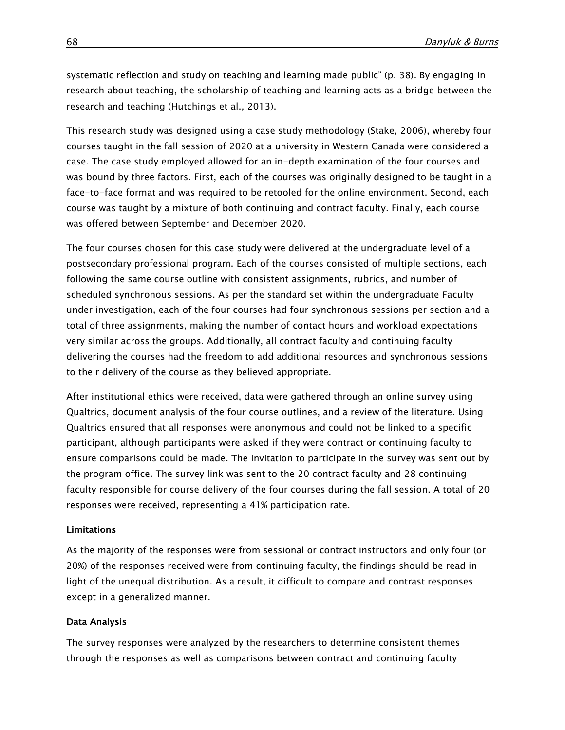systematic reflection and study on teaching and learning made public" (p. 38). By engaging in research about teaching, the scholarship of teaching and learning acts as a bridge between the research and teaching (Hutchings et al., 2013).

This research study was designed using a case study methodology (Stake, 2006), whereby four courses taught in the fall session of 2020 at a university in Western Canada were considered a case. The case study employed allowed for an in-depth examination of the four courses and was bound by three factors. First, each of the courses was originally designed to be taught in a face-to-face format and was required to be retooled for the online environment. Second, each course was taught by a mixture of both continuing and contract faculty. Finally, each course was offered between September and December 2020.

The four courses chosen for this case study were delivered at the undergraduate level of a postsecondary professional program. Each of the courses consisted of multiple sections, each following the same course outline with consistent assignments, rubrics, and number of scheduled synchronous sessions. As per the standard set within the undergraduate Faculty under investigation, each of the four courses had four synchronous sessions per section and a total of three assignments, making the number of contact hours and workload expectations very similar across the groups. Additionally, all contract faculty and continuing faculty delivering the courses had the freedom to add additional resources and synchronous sessions to their delivery of the course as they believed appropriate.

After institutional ethics were received, data were gathered through an online survey using Qualtrics, document analysis of the four course outlines, and a review of the literature. Using Qualtrics ensured that all responses were anonymous and could not be linked to a specific participant, although participants were asked if they were contract or continuing faculty to ensure comparisons could be made. The invitation to participate in the survey was sent out by the program office. The survey link was sent to the 20 contract faculty and 28 continuing faculty responsible for course delivery of the four courses during the fall session. A total of 20 responses were received, representing a 41% participation rate.

### Limitations

As the majority of the responses were from sessional or contract instructors and only four (or 20%) of the responses received were from continuing faculty, the findings should be read in light of the unequal distribution. As a result, it difficult to compare and contrast responses except in a generalized manner.

### Data Analysis

The survey responses were analyzed by the researchers to determine consistent themes through the responses as well as comparisons between contract and continuing faculty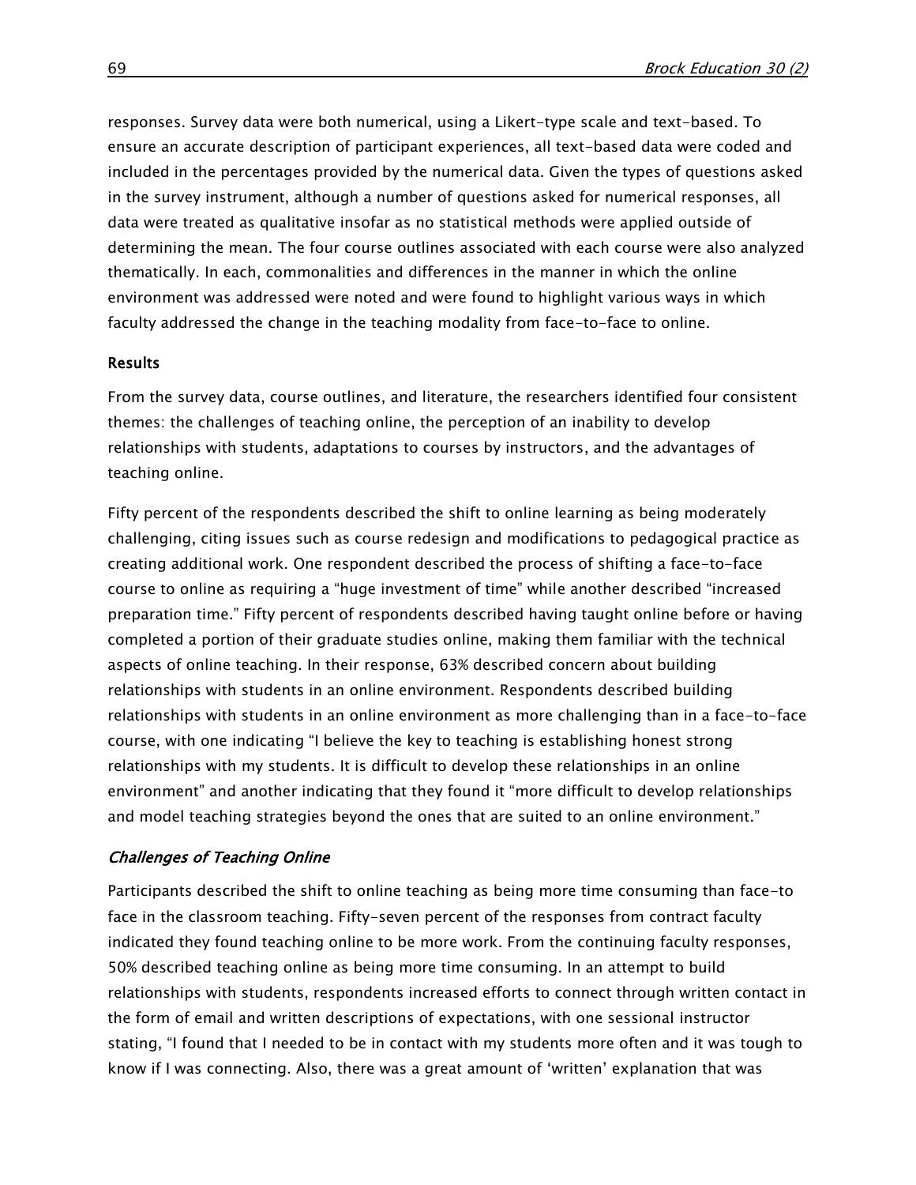responses. Survey data were both numerical, using a Likert-type scale and text-based. To ensure an accurate description of participant experiences, all text-based data were coded and included in the percentages provided by the numerical data. Given the types of questions asked in the survey instrument, although a number of questions asked for numerical responses, all data were treated as qualitative insofar as no statistical methods were applied outside of determining the mean. The four course outlines associated with each course were also analyzed thematically. In each, commonalities and differences in the manner in which the online environment was addressed were noted and were found to highlight various ways in which faculty addressed the change in the teaching modality from face-to-face to online.

## Results

From the survey data, course outlines, and literature, the researchers identified four consistent themes: the challenges of teaching online, the perception of an inability to develop relationships with students, adaptations to courses by instructors, and the advantages of teaching online.

Fifty percent of the respondents described the shift to online learning as being moderately challenging, citing issues such as course redesign and modifications to pedagogical practice as creating additional work. One respondent described the process of shifting a face-to-face course to online as requiring a "huge investment of time" while another described "increased preparation time." Fifty percent of respondents described having taught online before or having completed a portion of their graduate studies online, making them familiar with the technical aspects of online teaching. In their response, 63% described concern about building relationships with students in an online environment. Respondents described building relationships with students in an online environment as more challenging than in a face-to-face course, with one indicating "I believe the key to teaching is establishing honest strong relationships with my students. It is difficult to develop these relationships in an online environment" and another indicating that they found it "more difficult to develop relationships and model teaching strategies beyond the ones that are suited to an online environment."

### *Challenges of Teaching Online*

Participants described the shift to online teaching as being more time consuming than face-to face in the classroom teaching. Fifty-seven percent of the responses from contract faculty indicated they found teaching online to be more work. From the continuing faculty responses, 50% described teaching online as being more time consuming. In an attempt to build relationships with students, respondents increased efforts to connect through written contact in the form of email and written descriptions of expectations, with one sessional instructor stating, "I found that I needed to be in contact with my students more often and it was tough to know if I was connecting. Also, there was a great amount of 'written' explanation that was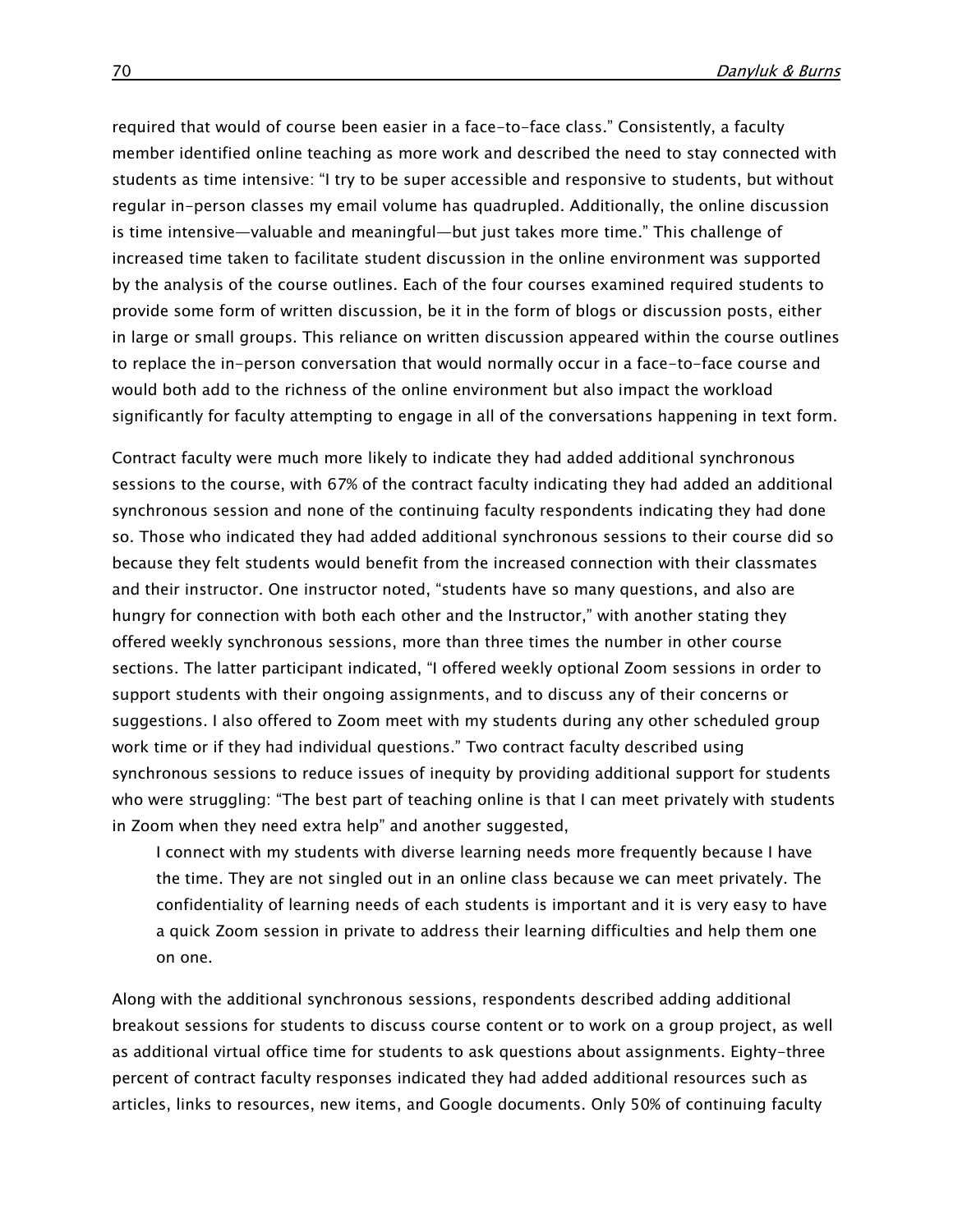required that would of course been easier in a face-to-face class." Consistently, a faculty member identified online teaching as more work and described the need to stay connected with students as time intensive: "I try to be super accessible and responsive to students, but without regular in-person classes my email volume has quadrupled. Additionally, the online discussion is time intensive—valuable and meaningful—but just takes more time." This challenge of increased time taken to facilitate student discussion in the online environment was supported by the analysis of the course outlines. Each of the four courses examined required students to provide some form of written discussion, be it in the form of blogs or discussion posts, either in large or small groups. This reliance on written discussion appeared within the course outlines to replace the in-person conversation that would normally occur in a face-to-face course and would both add to the richness of the online environment but also impact the workload significantly for faculty attempting to engage in all of the conversations happening in text form.

Contract faculty were much more likely to indicate they had added additional synchronous sessions to the course, with 67% of the contract faculty indicating they had added an additional synchronous session and none of the continuing faculty respondents indicating they had done so. Those who indicated they had added additional synchronous sessions to their course did so because they felt students would benefit from the increased connection with their classmates and their instructor. One instructor noted, "students have so many questions, and also are hungry for connection with both each other and the Instructor," with another stating they offered weekly synchronous sessions, more than three times the number in other course sections. The latter participant indicated, "I offered weekly optional Zoom sessions in order to support students with their ongoing assignments, and to discuss any of their concerns or suggestions. I also offered to Zoom meet with my students during any other scheduled group work time or if they had individual questions." Two contract faculty described using synchronous sessions to reduce issues of inequity by providing additional support for students who were struggling: "The best part of teaching online is that I can meet privately with students in Zoom when they need extra help" and another suggested,

> I connect with my students with diverse learning needs more frequently because I have the time. They are not singled out in an online class because we can meet privately. The confidentiality of learning needs of each students is important and it is very easy to have a quick Zoom session in private to address their learning difficulties and help them one on one.

Along with the additional synchronous sessions, respondents described adding additional breakout sessions for students to discuss course content or to work on a group project, as well as additional virtual office time for students to ask questions about assignments. Eighty-three percent of contract faculty responses indicated they had added additional resources such as articles, links to resources, new items, and Google documents. Only 50% of continuing faculty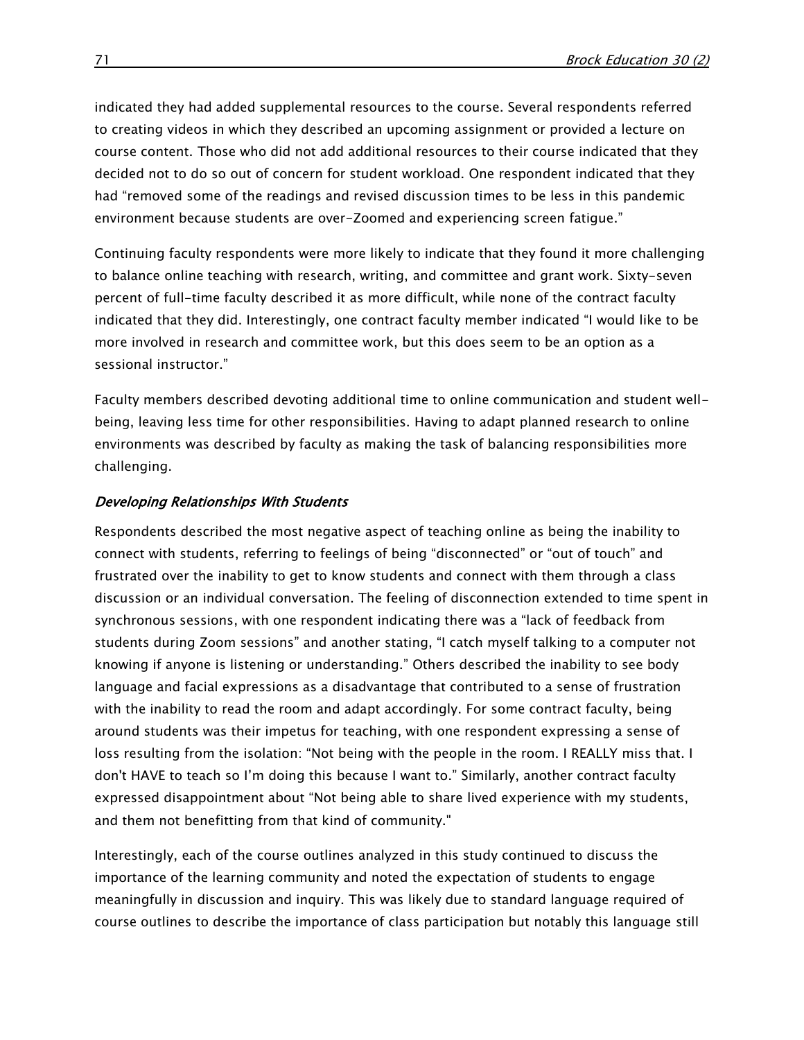indicated they had added supplemental resources to the course. Several respondents referred to creating videos in which they described an upcoming assignment or provided a lecture on course content. Those who did not add additional resources to their course indicated that they decided not to do so out of concern for student workload. One respondent indicated that they had "removed some of the readings and revised discussion times to be less in this pandemic environment because students are over-Zoomed and experiencing screen fatigue."

Continuing faculty respondents were more likely to indicate that they found it more challenging to balance online teaching with research, writing, and committee and grant work. Sixty-seven percent of full-time faculty described it as more difficult, while none of the contract faculty indicated that they did. Interestingly, one contract faculty member indicated "I would like to be more involved in research and committee work, but this does seem to be an option as a sessional instructor."

Faculty members described devoting additional time to online communication and student well-being, leaving less time for other responsibilities. Having to adapt planned research to online environments was described by faculty as making the task of balancing responsibilities more challenging.

### *Developing Relationships With Students*

Respondents described the most negative aspect of teaching online as being the inability to connect with students, referring to feelings of being "disconnected" or "out of touch" and frustrated over the inability to get to know students and connect with them through a class discussion or an individual conversation. The feeling of disconnection extended to time spent in synchronous sessions, with one respondent indicating there was a "lack of feedback from students during Zoom sessions" and another stating, "I catch myself talking to a computer not knowing if anyone is listening or understanding." Others described the inability to see body language and facial expressions as a disadvantage that contributed to a sense of frustration with the inability to read the room and adapt accordingly. For some contract faculty, being around students was their impetus for teaching, with one respondent expressing a sense of loss resulting from the isolation: "Not being with the people in the room. I REALLY miss that. I don't HAVE to teach so I'm doing this because I want to." Similarly, another contract faculty expressed disappointment about "Not being able to share lived experience with my students, and them not benefitting from that kind of community."

Interestingly, each of the course outlines analyzed in this study continued to discuss the importance of the learning community and noted the expectation of students to engage meaningfully in discussion and inquiry. This was likely due to standard language required of course outlines to describe the importance of class participation but notably this language still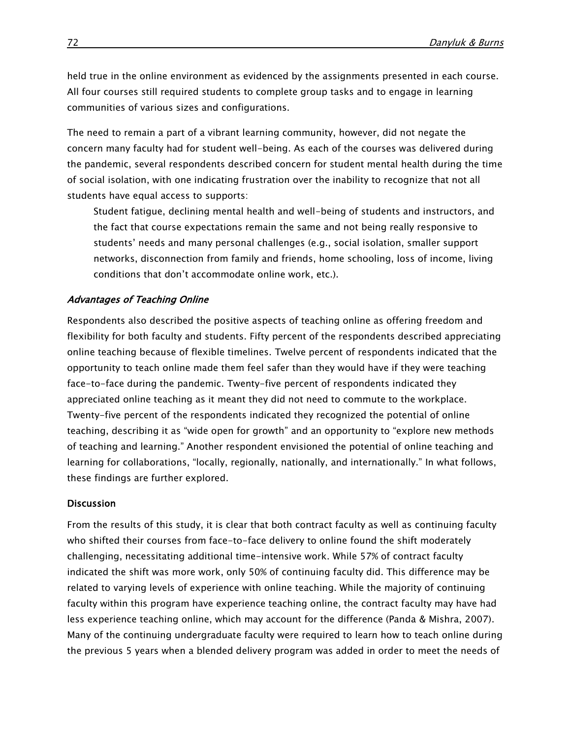held true in the online environment as evidenced by the assignments presented in each course. All four courses still required students to complete group tasks and to engage in learning communities of various sizes and configurations.

The need to remain a part of a vibrant learning community, however, did not negate the concern many faculty had for student well-being. As each of the courses was delivered during the pandemic, several respondents described concern for student mental health during the time of social isolation, with one indicating frustration over the inability to recognize that not all students have equal access to supports:

> Student fatigue, declining mental health and well-being of students and instructors, and the fact that course expectations remain the same and not being really responsive to students' needs and many personal challenges (e.g., social isolation, smaller support networks, disconnection from family and friends, home schooling, loss of income, living conditions that don't accommodate online work, etc.).

### *Advantages of Teaching Online*

Respondents also described the positive aspects of teaching online as offering freedom and flexibility for both faculty and students. Fifty percent of the respondents described appreciating online teaching because of flexible timelines. Twelve percent of respondents indicated that the opportunity to teach online made them feel safer than they would have if they were teaching face-to-face during the pandemic. Twenty-five percent of respondents indicated they appreciated online teaching as it meant they did not need to commute to the workplace. Twenty-five percent of the respondents indicated they recognized the potential of online teaching, describing it as "wide open for growth" and an opportunity to "explore new methods of teaching and learning." Another respondent envisioned the potential of online teaching and learning for collaborations, "locally, regionally, nationally, and internationally." In what follows, these findings are further explored.

## Discussion

From the results of this study, it is clear that both contract faculty as well as continuing faculty who shifted their courses from face-to-face delivery to online found the shift moderately challenging, necessitating additional time-intensive work. While 57% of contract faculty indicated the shift was more work, only 50% of continuing faculty did. This difference may be related to varying levels of experience with online teaching. While the majority of continuing faculty within this program have experience teaching online, the contract faculty may have had less experience teaching online, which may account for the difference (Panda & Mishra, 2007). Many of the continuing undergraduate faculty were required to learn how to teach online during the previous 5 years when a blended delivery program was added in order to meet the needs of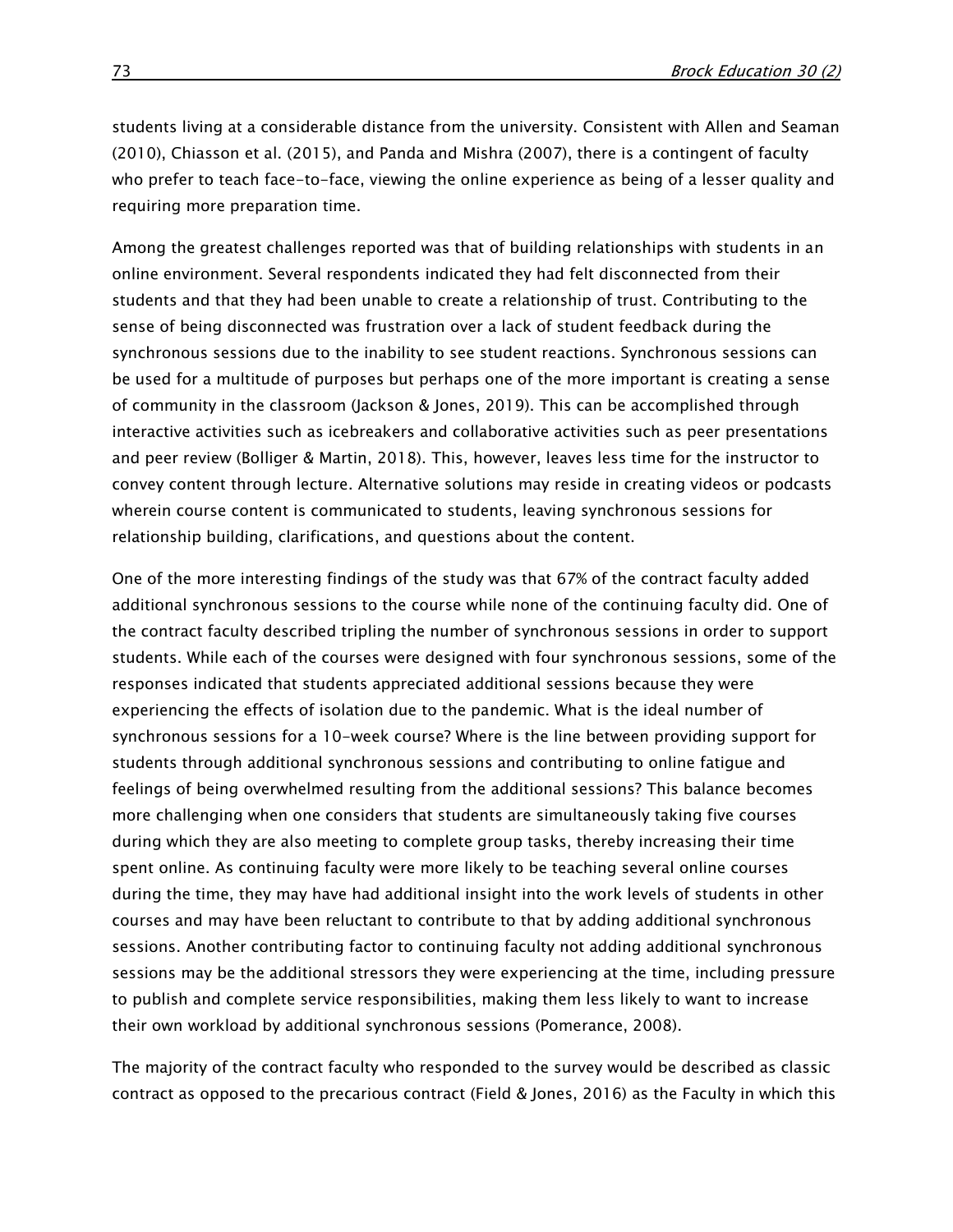students living at a considerable distance from the university. Consistent with Allen and Seaman (2010), Chiasson et al. (2015), and Panda and Mishra (2007), there is a contingent of faculty who prefer to teach face-to-face, viewing the online experience as being of a lesser quality and requiring more preparation time.

Among the greatest challenges reported was that of building relationships with students in an online environment. Several respondents indicated they had felt disconnected from their students and that they had been unable to create a relationship of trust. Contributing to the sense of being disconnected was frustration over a lack of student feedback during the synchronous sessions due to the inability to see student reactions. Synchronous sessions can be used for a multitude of purposes but perhaps one of the more important is creating a sense of community in the classroom (Jackson & Jones, 2019). This can be accomplished through interactive activities such as icebreakers and collaborative activities such as peer presentations and peer review (Bolliger & Martin, 2018). This, however, leaves less time for the instructor to convey content through lecture. Alternative solutions may reside in creating videos or podcasts wherein course content is communicated to students, leaving synchronous sessions for relationship building, clarifications, and questions about the content.

One of the more interesting findings of the study was that 67% of the contract faculty added additional synchronous sessions to the course while none of the continuing faculty did. One of the contract faculty described tripling the number of synchronous sessions in order to support students. While each of the courses were designed with four synchronous sessions, some of the responses indicated that students appreciated additional sessions because they were experiencing the effects of isolation due to the pandemic. What is the ideal number of synchronous sessions for a 10-week course? Where is the line between providing support for students through additional synchronous sessions and contributing to online fatigue and feelings of being overwhelmed resulting from the additional sessions? This balance becomes more challenging when one considers that students are simultaneously taking five courses during which they are also meeting to complete group tasks, thereby increasing their time spent online. As continuing faculty were more likely to be teaching several online courses during the time, they may have had additional insight into the work levels of students in other courses and may have been reluctant to contribute to that by adding additional synchronous sessions. Another contributing factor to continuing faculty not adding additional synchronous sessions may be the additional stressors they were experiencing at the time, including pressure to publish and complete service responsibilities, making them less likely to want to increase their own workload by additional synchronous sessions (Pomerance, 2008).

The majority of the contract faculty who responded to the survey would be described as classic contract as opposed to the precarious contract (Field & Jones, 2016) as the Faculty in which this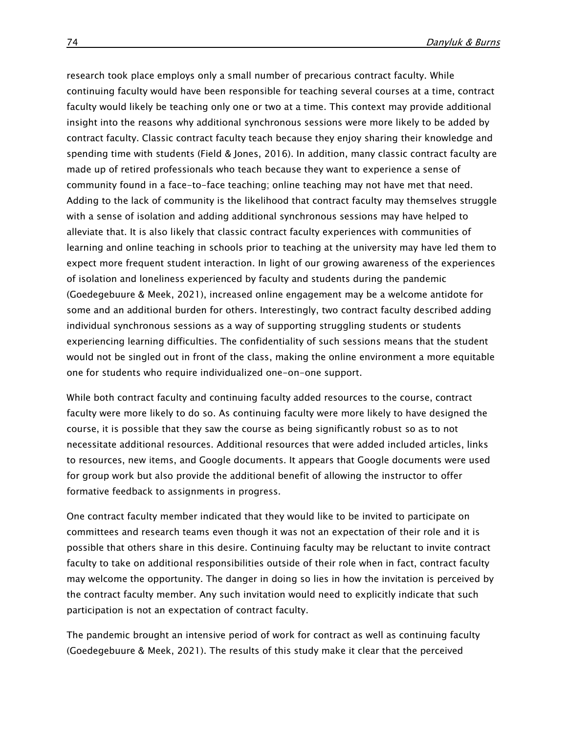research took place employs only a small number of precarious contract faculty. While continuing faculty would have been responsible for teaching several courses at a time, contract faculty would likely be teaching only one or two at a time. This context may provide additional insight into the reasons why additional synchronous sessions were more likely to be added by contract faculty. Classic contract faculty teach because they enjoy sharing their knowledge and spending time with students (Field & Jones, 2016). In addition, many classic contract faculty are made up of retired professionals who teach because they want to experience a sense of community found in a face-to-face teaching; online teaching may not have met that need. Adding to the lack of community is the likelihood that contract faculty may themselves struggle with a sense of isolation and adding additional synchronous sessions may have helped to alleviate that. It is also likely that classic contract faculty experiences with communities of learning and online teaching in schools prior to teaching at the university may have led them to expect more frequent student interaction. In light of our growing awareness of the experiences of isolation and loneliness experienced by faculty and students during the pandemic (Goedegebuure & Meek, 2021), increased online engagement may be a welcome antidote for some and an additional burden for others. Interestingly, two contract faculty described adding individual synchronous sessions as a way of supporting struggling students or students experiencing learning difficulties. The confidentiality of such sessions means that the student would not be singled out in front of the class, making the online environment a more equitable one for students who require individualized one-on-one support.

While both contract faculty and continuing faculty added resources to the course, contract faculty were more likely to do so. As continuing faculty were more likely to have designed the course, it is possible that they saw the course as being significantly robust so as to not necessitate additional resources. Additional resources that were added included articles, links to resources, new items, and Google documents. It appears that Google documents were used for group work but also provide the additional benefit of allowing the instructor to offer formative feedback to assignments in progress.

One contract faculty member indicated that they would like to be invited to participate on committees and research teams even though it was not an expectation of their role and it is possible that others share in this desire. Continuing faculty may be reluctant to invite contract faculty to take on additional responsibilities outside of their role when in fact, contract faculty may welcome the opportunity. The danger in doing so lies in how the invitation is perceived by the contract faculty member. Any such invitation would need to explicitly indicate that such participation is not an expectation of contract faculty.

The pandemic brought an intensive period of work for contract as well as continuing faculty (Goedegebuure & Meek, 2021). The results of this study make it clear that the perceived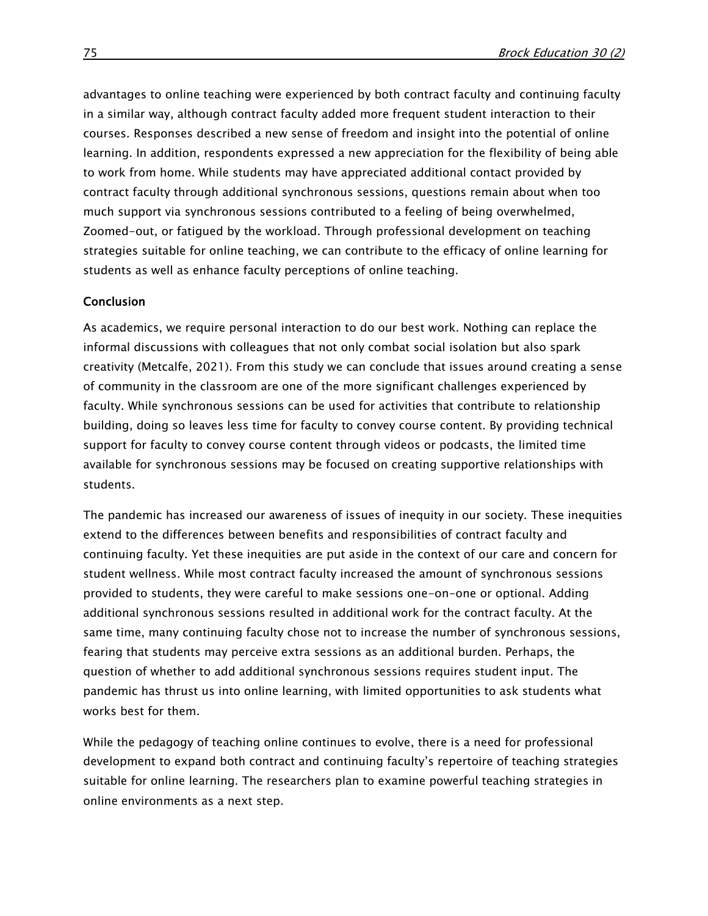advantages to online teaching were experienced by both contract faculty and continuing faculty in a similar way, although contract faculty added more frequent student interaction to their courses. Responses described a new sense of freedom and insight into the potential of online learning. In addition, respondents expressed a new appreciation for the flexibility of being able to work from home. While students may have appreciated additional contact provided by contract faculty through additional synchronous sessions, questions remain about when too much support via synchronous sessions contributed to a feeling of being overwhelmed, Zoomed-out, or fatigued by the workload. Through professional development on teaching strategies suitable for online teaching, we can contribute to the efficacy of online learning for students as well as enhance faculty perceptions of online teaching.

## Conclusion

As academics, we require personal interaction to do our best work. Nothing can replace the informal discussions with colleagues that not only combat social isolation but also spark creativity (Metcalfe, 2021). From this study we can conclude that issues around creating a sense of community in the classroom are one of the more significant challenges experienced by faculty. While synchronous sessions can be used for activities that contribute to relationship building, doing so leaves less time for faculty to convey course content. By providing technical support for faculty to convey course content through videos or podcasts, the limited time available for synchronous sessions may be focused on creating supportive relationships with students.

The pandemic has increased our awareness of issues of inequity in our society. These inequities extend to the differences between benefits and responsibilities of contract faculty and continuing faculty. Yet these inequities are put aside in the context of our care and concern for student wellness. While most contract faculty increased the amount of synchronous sessions provided to students, they were careful to make sessions one-on-one or optional. Adding additional synchronous sessions resulted in additional work for the contract faculty. At the same time, many continuing faculty chose not to increase the number of synchronous sessions, fearing that students may perceive extra sessions as an additional burden. Perhaps, the question of whether to add additional synchronous sessions requires student input. The pandemic has thrust us into online learning, with limited opportunities to ask students what works best for them.

While the pedagogy of teaching online continues to evolve, there is a need for professional development to expand both contract and continuing faculty's repertoire of teaching strategies suitable for online learning. The researchers plan to examine powerful teaching strategies in online environments as a next step.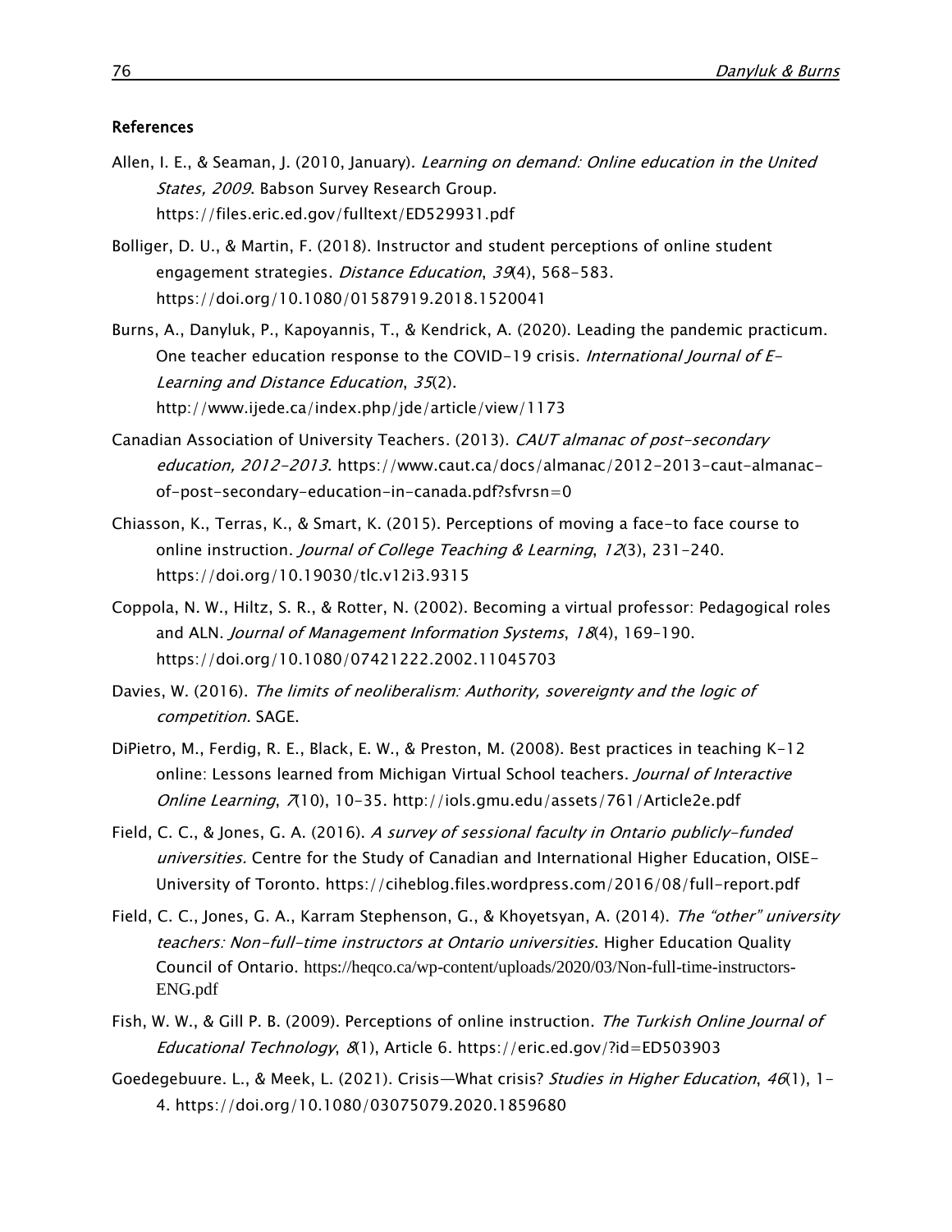## References

Allen, I. E., & Seaman, J. (2010, January). *Learning on demand: Online education in the United States, 2009*. Babson Survey Research Group. https://files.eric.ed.gov/fulltext/ED529931.pdf

Bolliger, D. U., & Martin, F. (2018). Instructor and student perceptions of online student engagement strategies. *Distance Education*, *39*(4), 568–583. https://doi.org/10.1080/01587919.2018.1520041

Burns, A., Danyluk, P., Kapoyannis, T., & Kendrick, A. (2020). Leading the pandemic practicum. One teacher education response to the COVID-19 crisis. *International Journal of E-Learning and Distance Education*, *35*(2). http://www.ijede.ca/index.php/jde/article/view/1173

Canadian Association of University Teachers. (2013). *CAUT almanac of post-secondary education, 2012-2013*. https://www.caut.ca/docs/almanac/2012-2013-caut-almanac-of-post-secondary-education-in-canada.pdf?sfvrsn=0

Chiasson, K., Terras, K., & Smart, K. (2015). Perceptions of moving a face-to face course to online instruction. *Journal of College Teaching & Learning*, *12*(3), 231–240. https://doi.org/10.19030/tlc.v12i3.9315

Coppola, N. W., Hiltz, S. R., & Rotter, N. (2002). Becoming a virtual professor: Pedagogical roles and ALN. *Journal of Management Information Systems*, *18*(4), 169–190. https://doi.org/10.1080/07421222.2002.11045703

Davies, W. (2016). *The limits of neoliberalism: Authority, sovereignty and the logic of competition.* SAGE.

DiPietro, M., Ferdig, R. E., Black, E. W., & Preston, M. (2008). Best practices in teaching K-12 online: Lessons learned from Michigan Virtual School teachers. *Journal of Interactive Online Learning*, *7*(10), 10–35. http://iols.gmu.edu/assets/761/Article2e.pdf

Field, C. C., & Jones, G. A. (2016). *A survey of sessional faculty in Ontario publicly-funded universities.* Centre for the Study of Canadian and International Higher Education, OISE-University of Toronto. https://ciheblog.files.wordpress.com/2016/08/full-report.pdf

Field, C. C., Jones, G. A., Karram Stephenson, G., & Khoyetsyan, A. (2014). *The "other" university teachers: Non-full-time instructors at Ontario universities*. Higher Education Quality Council of Ontario. https://heqco.ca/wp-content/uploads/2020/03/Non-full-time-instructors-ENG.pdf

Fish, W. W., & Gill P. B. (2009). Perceptions of online instruction. *The Turkish Online Journal of Educational Technology*, *8*(1), Article 6. https://eric.ed.gov/?id=ED503903

Goedegebuure. L., & Meek, L. (2021). Crisis—What crisis? *Studies in Higher Education*, *46*(1), 1–4. https://doi.org/10.1080/03075079.2020.1859680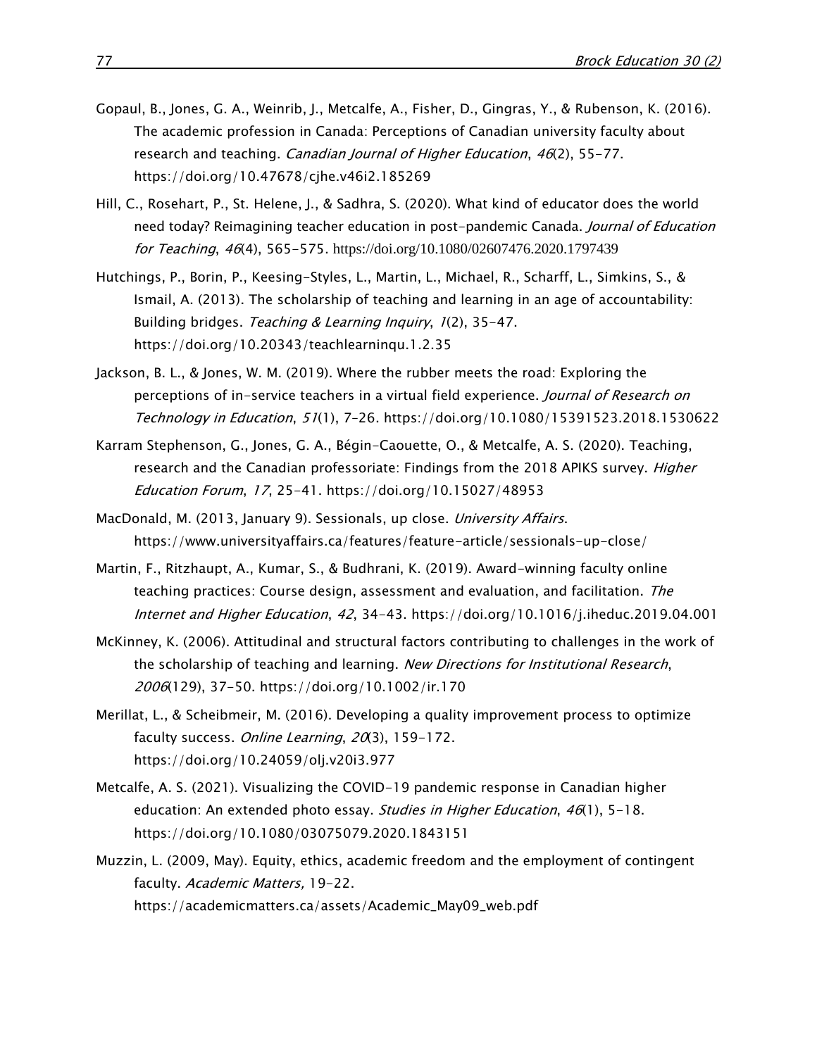Gopaul, B., Jones, G. A., Weinrib, J., Metcalfe, A., Fisher, D., Gingras, Y., & Rubenson, K. (2016). The academic profession in Canada: Perceptions of Canadian university faculty about research and teaching. *Canadian Journal of Higher Education*, *46*(2), 55–77. https://doi.org/10.47678/cjhe.v46i2.185269

Hill, C., Rosehart, P., St. Helene, J., & Sadhra, S. (2020). What kind of educator does the world need today? Reimagining teacher education in post-pandemic Canada. *Journal of Education for Teaching*, *46*(4), 565–575. https://doi.org/10.1080/02607476.2020.1797439

Hutchings, P., Borin, P., Keesing-Styles, L., Martin, L., Michael, R., Scharff, L., Simkins, S., & Ismail, A. (2013). The scholarship of teaching and learning in an age of accountability: Building bridges. *Teaching & Learning Inquiry*, *1*(2), 35–47. https://doi.org/10.20343/teachlearninqu.1.2.35

Jackson, B. L., & Jones, W. M. (2019). Where the rubber meets the road: Exploring the perceptions of in-service teachers in a virtual field experience. *Journal of Research on Technology in Education*, *51*(1), 7–26. https://doi.org/10.1080/15391523.2018.1530622

Karram Stephenson, G., Jones, G. A., Bégin-Caouette, O., & Metcalfe, A. S. (2020). Teaching, research and the Canadian professoriate: Findings from the 2018 APIKS survey. *Higher Education Forum*, *17*, 25–41. https://doi.org/10.15027/48953

MacDonald, M. (2013, January 9). Sessionals, up close. *University Affairs*. https://www.universityaffairs.ca/features/feature-article/sessionals-up-close/

Martin, F., Ritzhaupt, A., Kumar, S., & Budhrani, K. (2019). Award-winning faculty online teaching practices: Course design, assessment and evaluation, and facilitation. *The Internet and Higher Education*, *42*, 34–43. https://doi.org/10.1016/j.iheduc.2019.04.001

McKinney, K. (2006). Attitudinal and structural factors contributing to challenges in the work of the scholarship of teaching and learning. *New Directions for Institutional Research*, *2006*(129), 37–50. https://doi.org/10.1002/ir.170

Merillat, L., & Scheibmeir, M. (2016). Developing a quality improvement process to optimize faculty success. *Online Learning*, *20*(3), 159–172. https://doi.org/10.24059/olj.v20i3.977

Metcalfe, A. S. (2021). Visualizing the COVID-19 pandemic response in Canadian higher education: An extended photo essay. *Studies in Higher Education*, *46*(1), 5–18. https://doi.org/10.1080/03075079.2020.1843151

Muzzin, L. (2009, May). Equity, ethics, academic freedom and the employment of contingent faculty. *Academic Matters,* 19–22. https://academicmatters.ca/assets/Academic_May09_web.pdf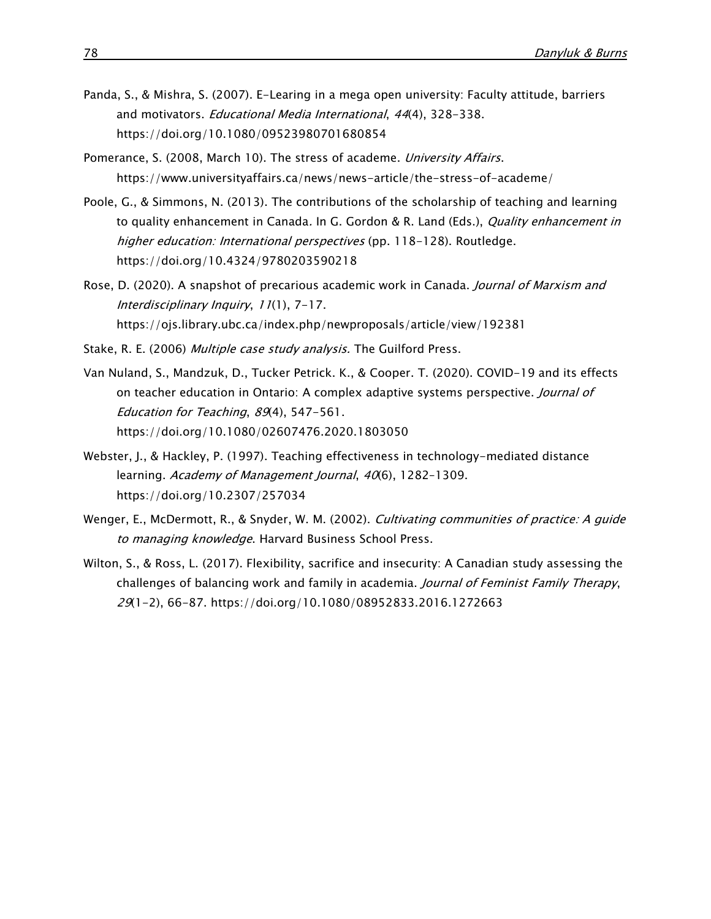Panda, S., & Mishra, S. (2007). E-Learing in a mega open university: Faculty attitude, barriers and motivators. *Educational Media International*, *44*(4), 328–338. https://doi.org/10.1080/09523980701680854

Pomerance, S. (2008, March 10). The stress of academe. *University Affairs*. https://www.universityaffairs.ca/news/news-article/the-stress-of-academe/

Poole, G., & Simmons, N. (2013). The contributions of the scholarship of teaching and learning to quality enhancement in Canada. In G. Gordon & R. Land (Eds.), *Quality enhancement in higher education: International perspectives* (pp. 118–128). Routledge. https://doi.org/10.4324/9780203590218

Rose, D. (2020). A snapshot of precarious academic work in Canada. *Journal of Marxism and Interdisciplinary Inquiry*, *11*(1), 7–17. https://ojs.library.ubc.ca/index.php/newproposals/article/view/192381

Stake, R. E. (2006) *Multiple case study analysis.* The Guilford Press.

Van Nuland, S., Mandzuk, D., Tucker Petrick. K., & Cooper. T. (2020). COVID-19 and its effects on teacher education in Ontario: A complex adaptive systems perspective. *Journal of Education for Teaching*, *89*(4), 547–561. https://doi.org/10.1080/02607476.2020.1803050

Webster, J., & Hackley, P. (1997). Teaching effectiveness in technology-mediated distance learning. *Academy of Management Journal*, *40*(6), 1282–1309. https://doi.org/10.2307/257034

Wenger, E., McDermott, R., & Snyder, W. M. (2002). *Cultivating communities of practice: A guide to managing knowledge*. Harvard Business School Press.

Wilton, S., & Ross, L. (2017). Flexibility, sacrifice and insecurity: A Canadian study assessing the challenges of balancing work and family in academia. *Journal of Feminist Family Therapy*, *29*(1–2), 66–87. https://doi.org/10.1080/08952833.2016.1272663